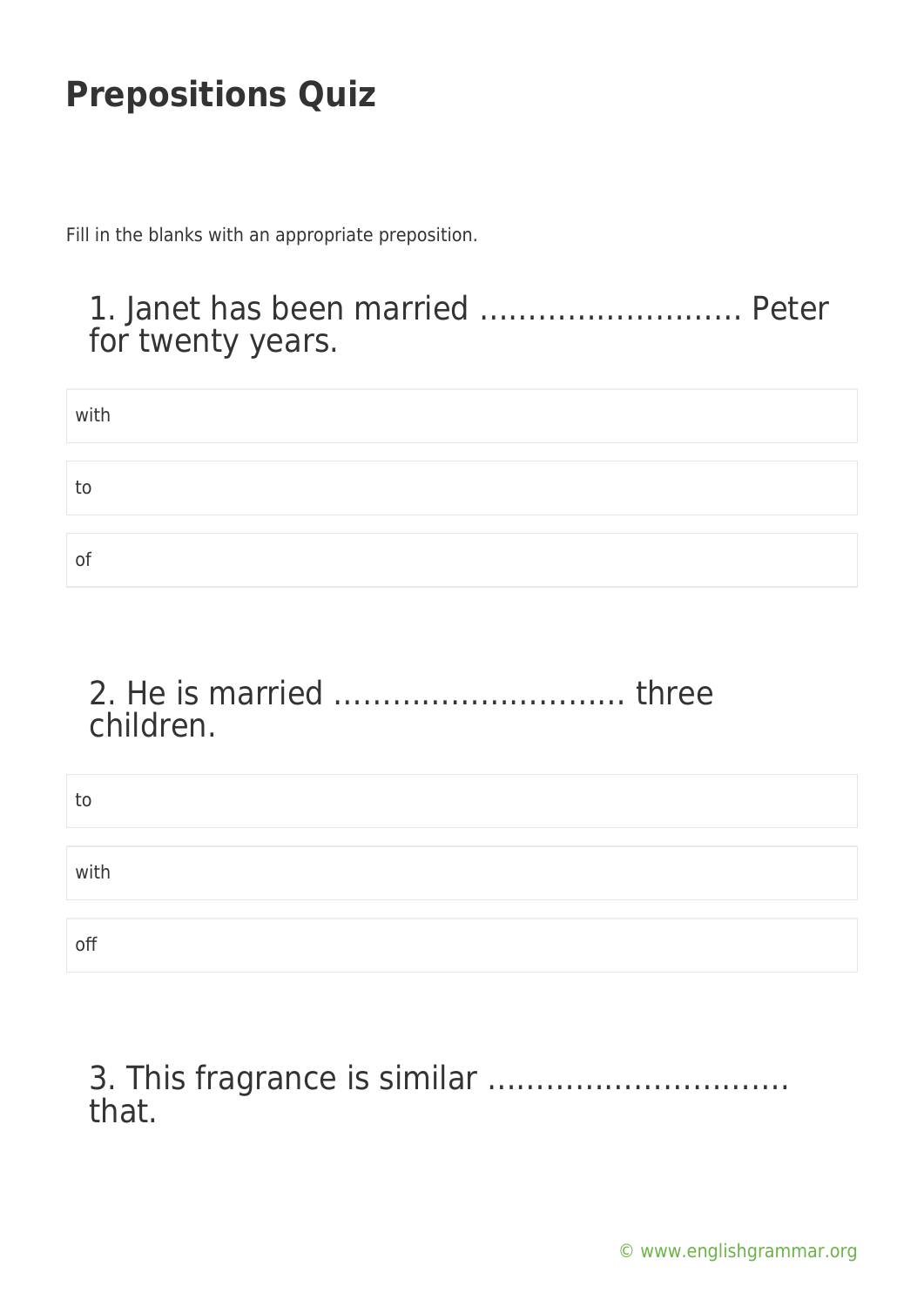# Prepositions Quiz

Fill in the blanks with an appropriate preposition.

## 1. Janet has been married ……………………… Peter for twenty years.

- with
- to
- of

## 2. He is married ……………………….. three children.

- to
- with
- off

## 3. This fragrance is similar …………………………. that.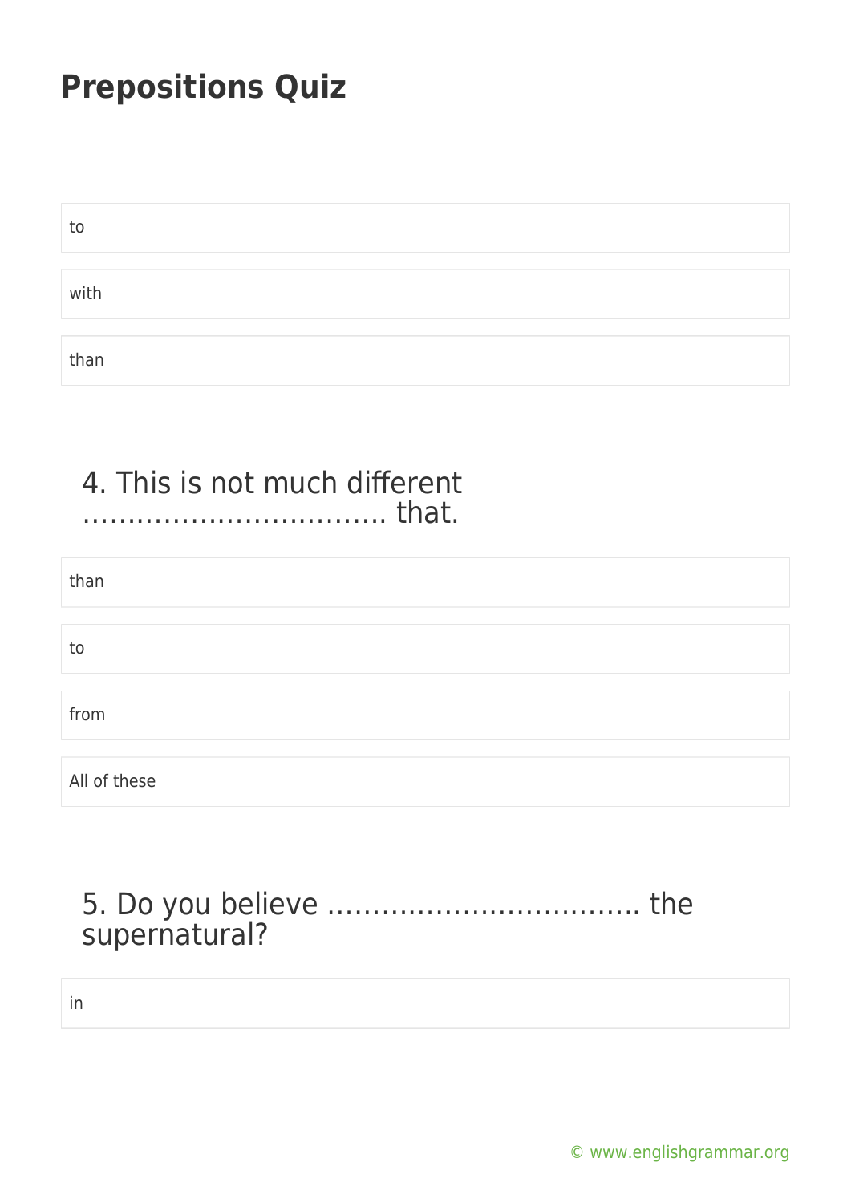# Prepositions Quiz

to

with

than

4. This is not much different ……………………………. that.

than

to

from

All of these

5. Do you believe …………………………….. the supernatural?

in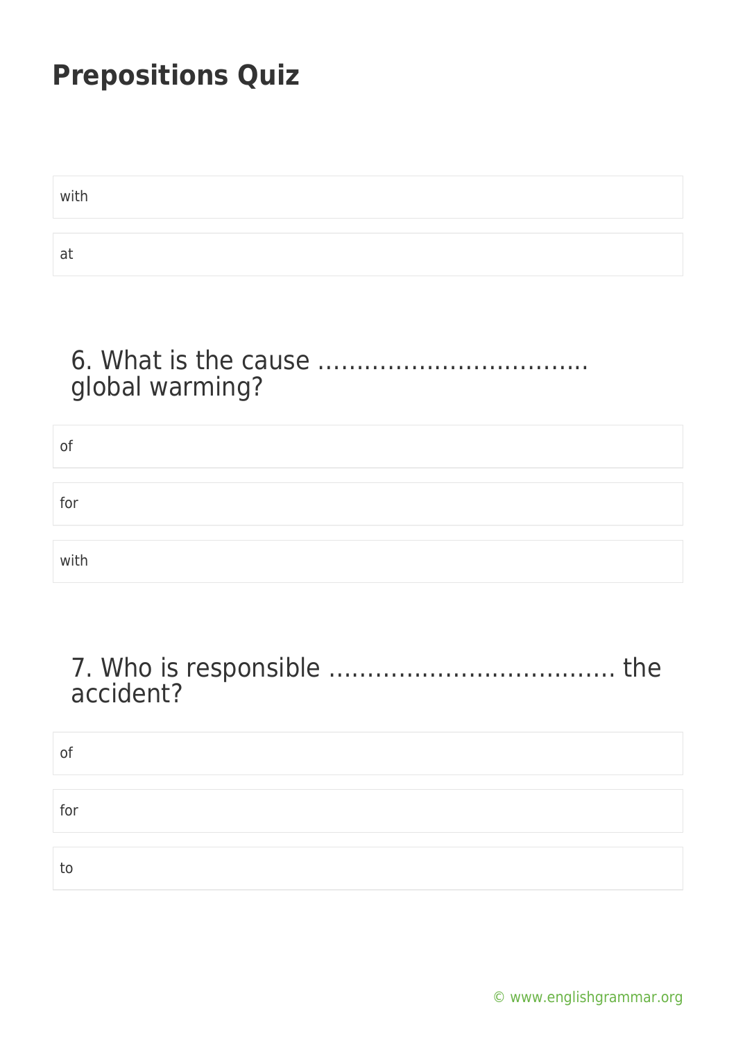# Prepositions Quiz

with

at

### 6. What is the cause ……………………………… global warming?

of

for

with

### 7. Who is responsible ………………………………. the accident?

of

for

to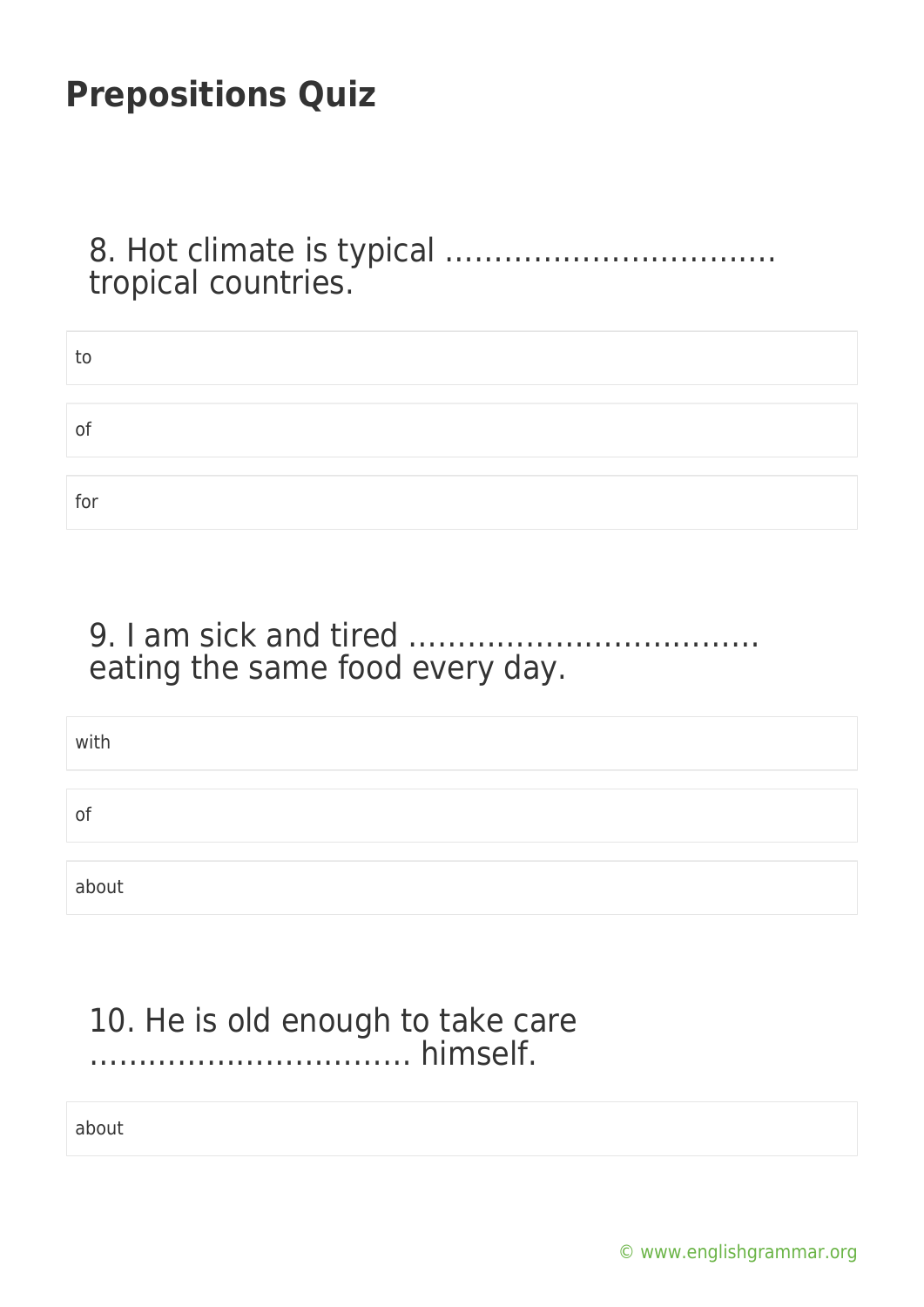## Prepositions Quiz

8. Hot climate is typical ……………………………. tropical countries.

- to
- of
- for

9. I am sick and tired ……………………………… eating the same food every day.

- with
- of
- about

10. He is old enough to take care ……………………………. himself.

- about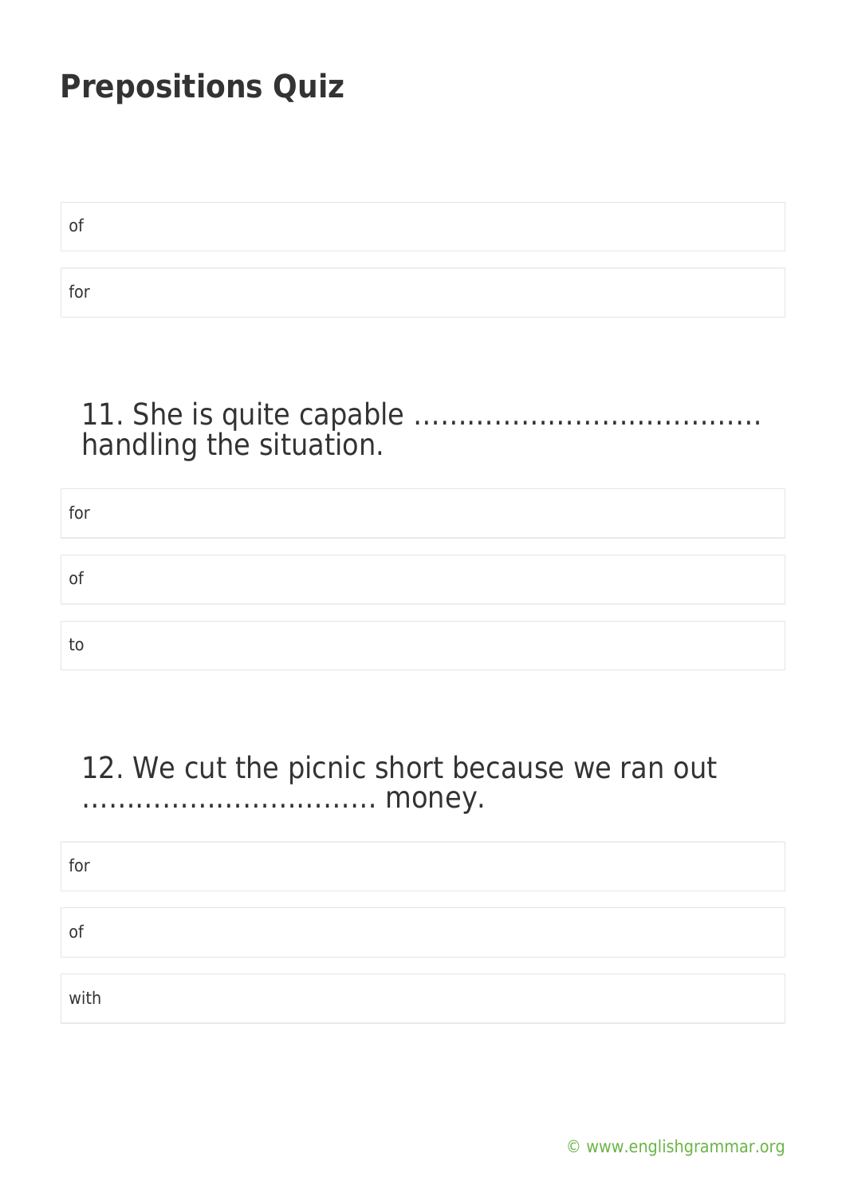# Prepositions Quiz

of

for

11. She is quite capable ………………………………… handling the situation.

for

of

to

12. We cut the picnic short because we ran out …………………………… money.

for

of

with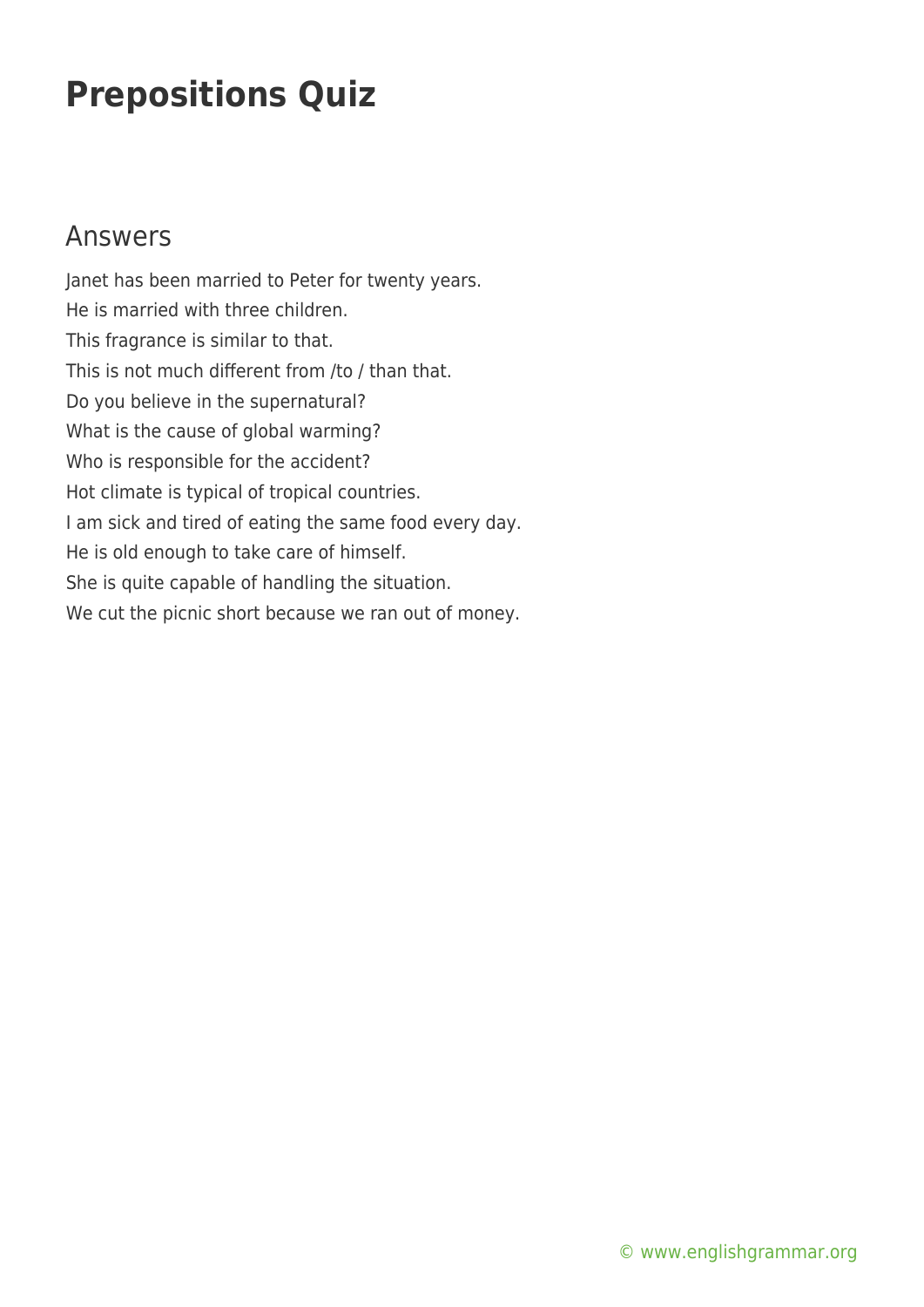# Prepositions Quiz

## Answers

Janet has been married to Peter for twenty years.
He is married with three children.
This fragrance is similar to that.
This is not much different from /to / than that.
Do you believe in the supernatural?
What is the cause of global warming?
Who is responsible for the accident?
Hot climate is typical of tropical countries.
I am sick and tired of eating the same food every day.
He is old enough to take care of himself.
She is quite capable of handling the situation.
We cut the picnic short because we ran out of money.